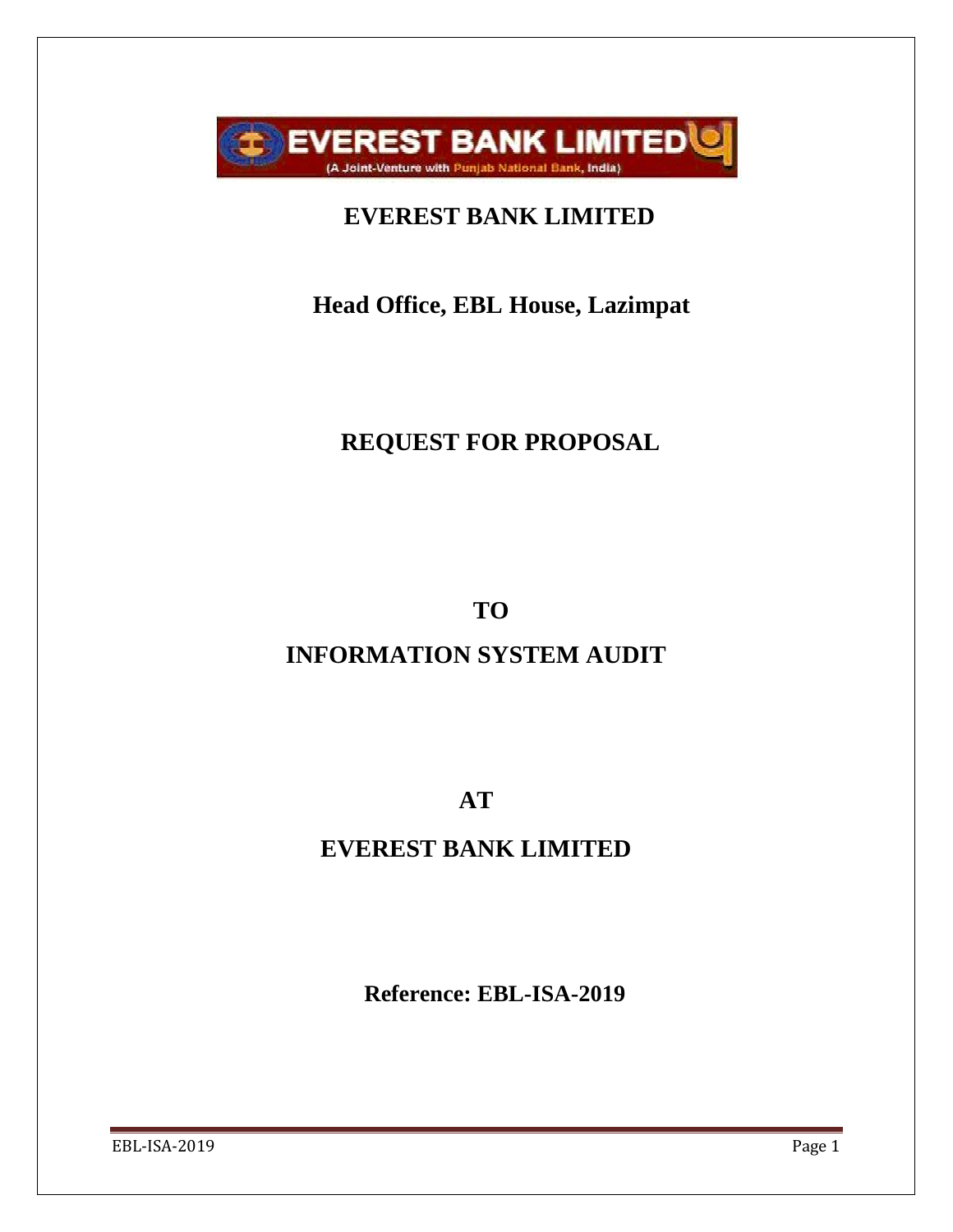# EVEREST BANK LIMITED

## Head Office, EBL House, Lazimpat

## REQUEST FOR PROPOSAL

## TO

## INFORMATION SYSTEM AUDIT

## AT

## EVEREST BANK LIMITED

**Reference: EBL-ISA-2019**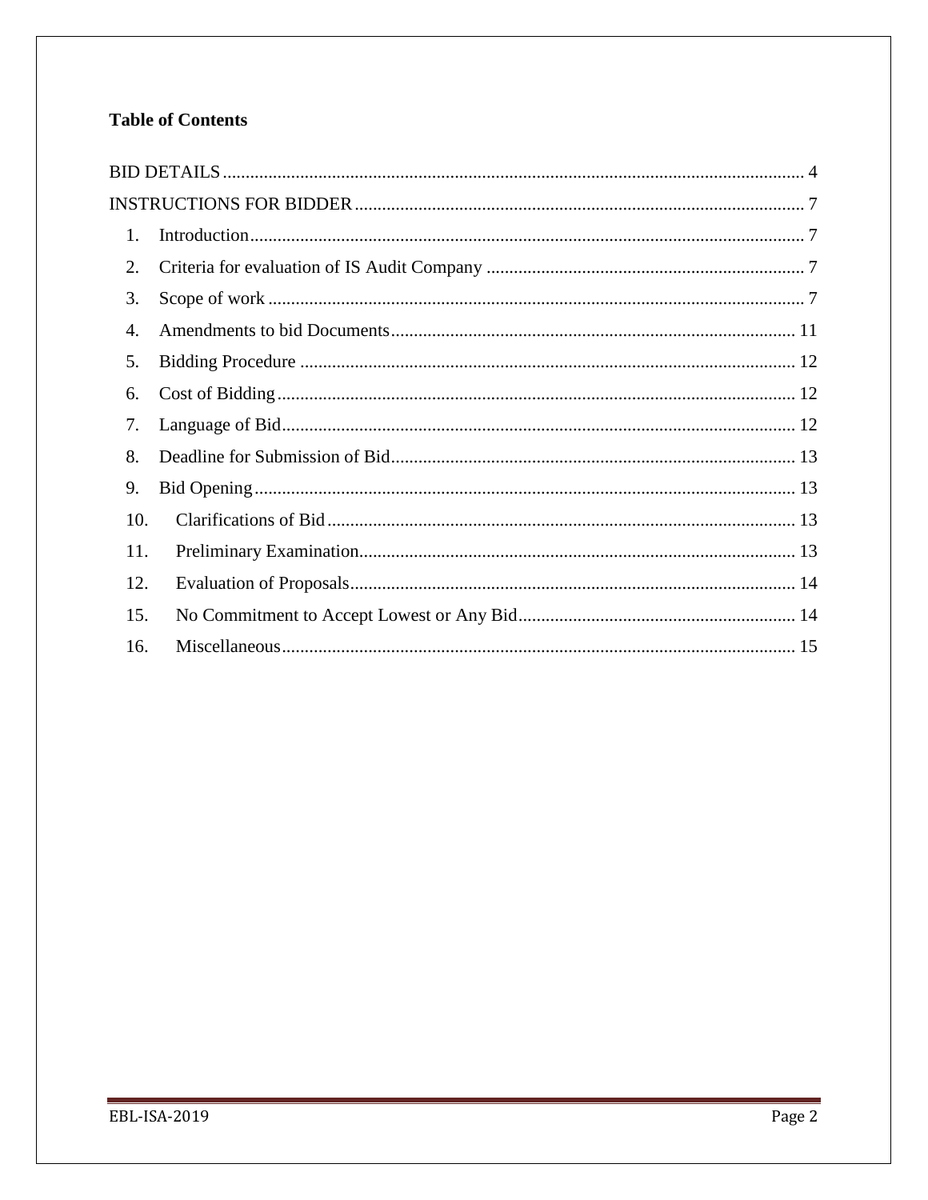**Table of Contents**

BID DETAILS .......... 4

INSTRUCTIONS FOR BIDDER .......... 7

1. Introduction .......... 7
2. Criteria for evaluation of IS Audit Company .......... 7
3. Scope of work .......... 7
4. Amendments to bid Documents .......... 11
5. Bidding Procedure .......... 12
6. Cost of Bidding .......... 12
7. Language of Bid .......... 12
8. Deadline for Submission of Bid .......... 13
9. Bid Opening .......... 13
10. Clarifications of Bid .......... 13
11. Preliminary Examination .......... 13
12. Evaluation of Proposals .......... 14
15. No Commitment to Accept Lowest or Any Bid .......... 14
16. Miscellaneous .......... 15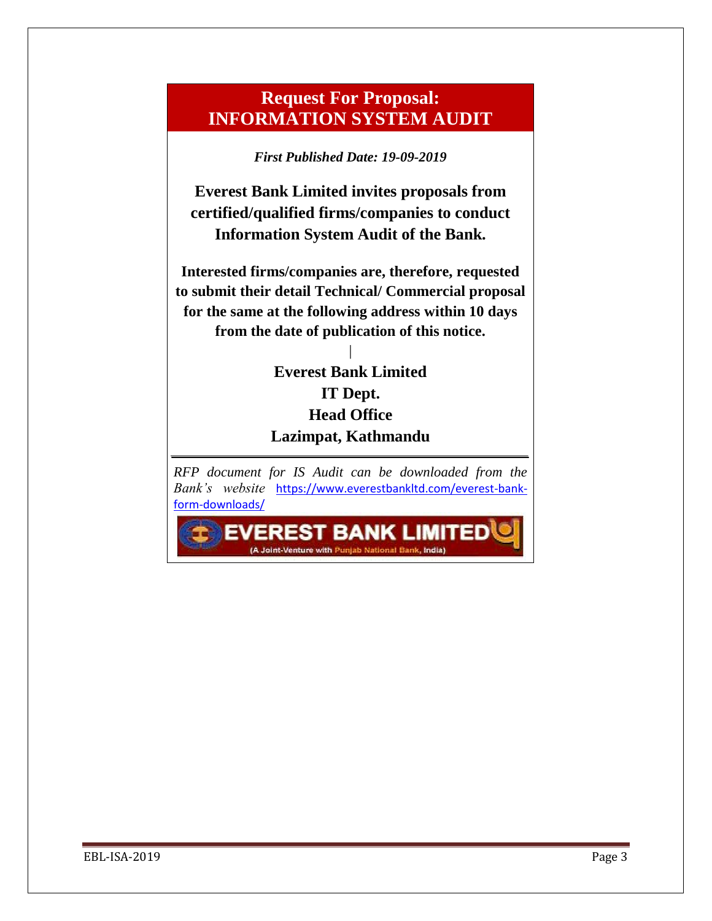# Request For Proposal: INFORMATION SYSTEM AUDIT

*First Published Date: 19-09-2019*

**Everest Bank Limited invites proposals from certified/qualified firms/companies to conduct Information System Audit of the Bank.**

**Interested firms/companies are, therefore, requested to submit their detail Technical/ Commercial proposal for the same at the following address within 10 days from the date of publication of this notice.**

**Everest Bank Limited**
**IT Dept.**
**Head Office**
**Lazimpat, Kathmandu**

---

*RFP document for IS Audit can be downloaded from the Bank's website* https://www.everestbankltd.com/everest-bank-form-downloads/

EVEREST BANK LIMITED
(A Joint-Venture with Punjab National Bank, India)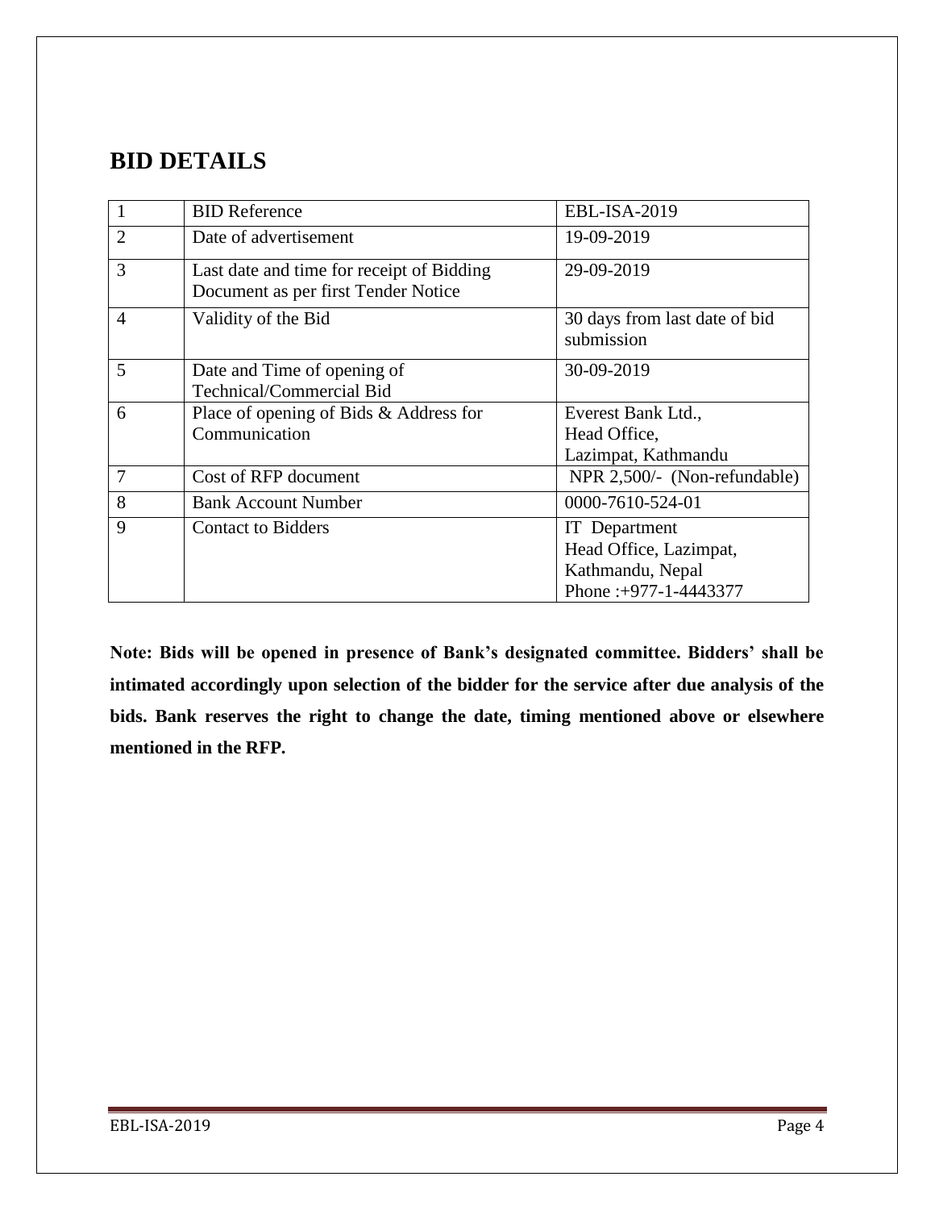## BID DETAILS

| 1 | BID Reference | EBL-ISA-2019 |
|---|---|---|
| 2 | Date of advertisement | 19-09-2019 |
| 3 | Last date and time for receipt of Bidding Document as per first Tender Notice | 29-09-2019 |
| 4 | Validity of the Bid | 30 days from last date of bid submission |
| 5 | Date and Time of opening of Technical/Commercial Bid | 30-09-2019 |
| 6 | Place of opening of Bids & Address for Communication | Everest Bank Ltd.,<br>Head Office,<br>Lazimpat, Kathmandu |
| 7 | Cost of RFP document | NPR 2,500/- (Non-refundable) |
| 8 | Bank Account Number | 0000-7610-524-01 |
| 9 | Contact to Bidders | IT Department<br>Head Office, Lazimpat,<br>Kathmandu, Nepal<br>Phone :+977-1-4443377 |

**Note: Bids will be opened in presence of Bank's designated committee. Bidders' shall be intimated accordingly upon selection of the bidder for the service after due analysis of the bids. Bank reserves the right to change the date, timing mentioned above or elsewhere mentioned in the RFP.**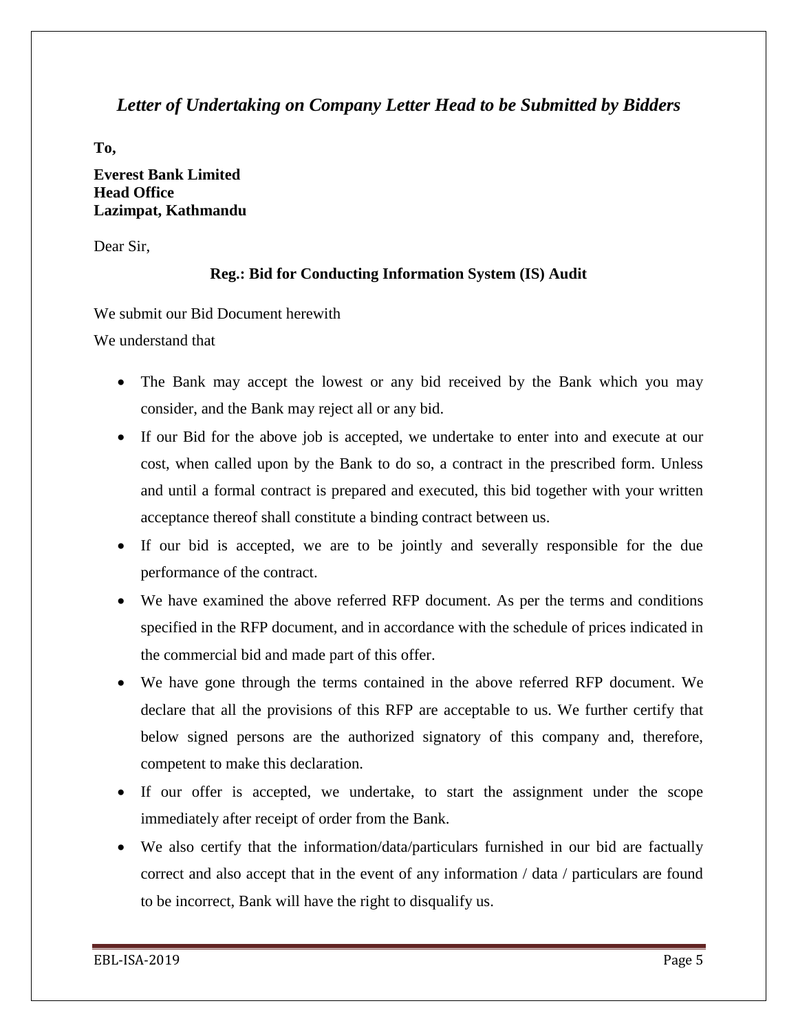## *Letter of Undertaking on Company Letter Head to be Submitted by Bidders*

**To,**

**Everest Bank Limited**
**Head Office**
**Lazimpat, Kathmandu**

Dear Sir,

**Reg.: Bid for Conducting Information System (IS) Audit**

We submit our Bid Document herewith

We understand that

- The Bank may accept the lowest or any bid received by the Bank which you may consider, and the Bank may reject all or any bid.
- If our Bid for the above job is accepted, we undertake to enter into and execute at our cost, when called upon by the Bank to do so, a contract in the prescribed form. Unless and until a formal contract is prepared and executed, this bid together with your written acceptance thereof shall constitute a binding contract between us.
- If our bid is accepted, we are to be jointly and severally responsible for the due performance of the contract.
- We have examined the above referred RFP document. As per the terms and conditions specified in the RFP document, and in accordance with the schedule of prices indicated in the commercial bid and made part of this offer.
- We have gone through the terms contained in the above referred RFP document. We declare that all the provisions of this RFP are acceptable to us. We further certify that below signed persons are the authorized signatory of this company and, therefore, competent to make this declaration.
- If our offer is accepted, we undertake, to start the assignment under the scope immediately after receipt of order from the Bank.
- We also certify that the information/data/particulars furnished in our bid are factually correct and also accept that in the event of any information / data / particulars are found to be incorrect, Bank will have the right to disqualify us.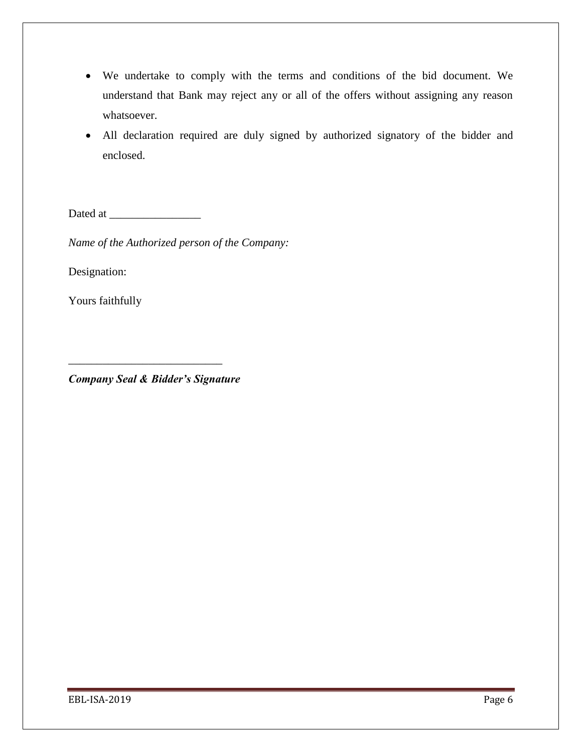- We undertake to comply with the terms and conditions of the bid document. We understand that Bank may reject any or all of the offers without assigning any reason whatsoever.
- All declaration required are duly signed by authorized signatory of the bidder and enclosed.

Dated at ________________

*Name of the Authorized person of the Company:*

Designation:

Yours faithfully

__________________________

***Company Seal & Bidder's Signature***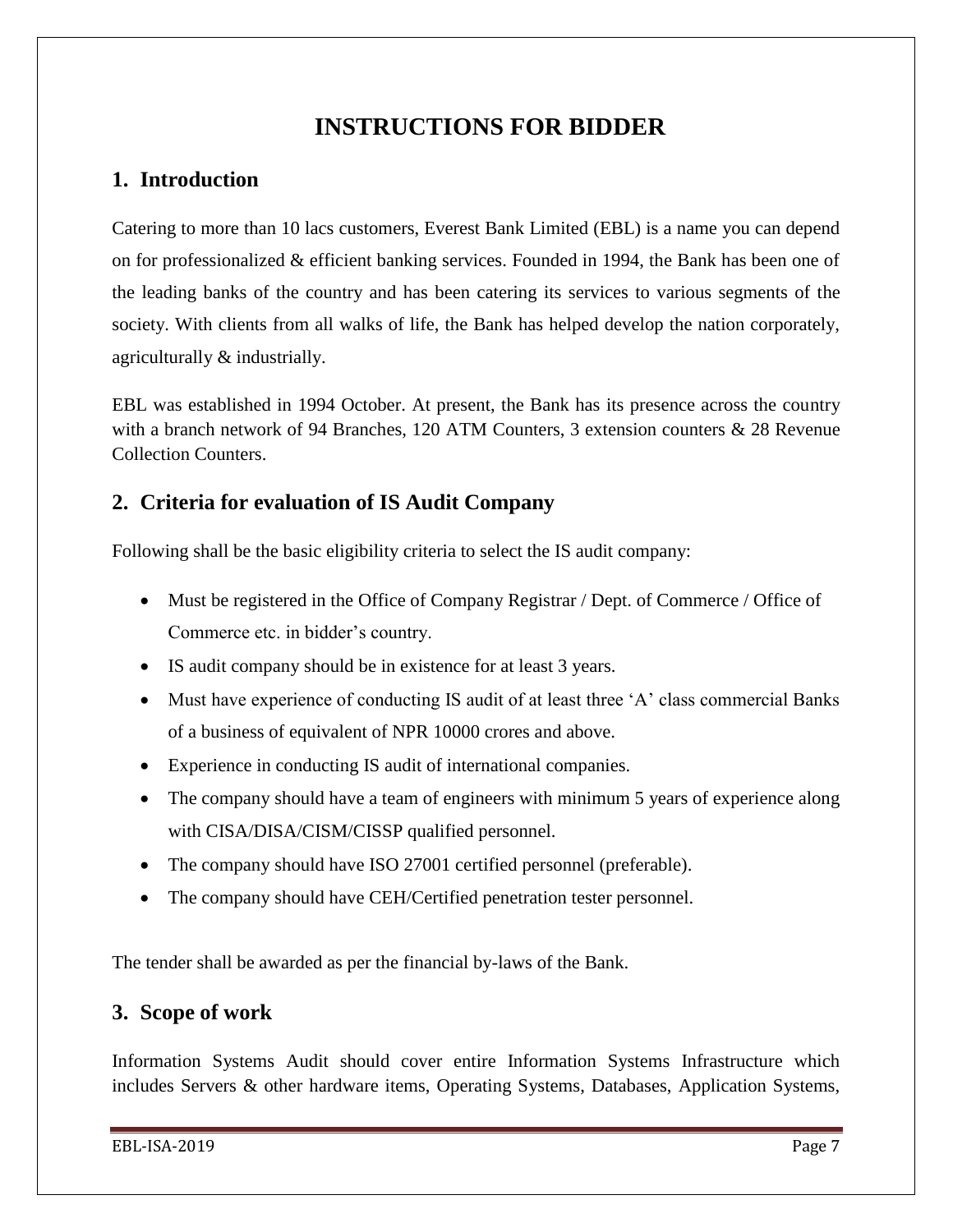# INSTRUCTIONS FOR BIDDER

## 1. Introduction

Catering to more than 10 lacs customers, Everest Bank Limited (EBL) is a name you can depend on for professionalized & efficient banking services. Founded in 1994, the Bank has been one of the leading banks of the country and has been catering its services to various segments of the society. With clients from all walks of life, the Bank has helped develop the nation corporately, agriculturally & industrially.

EBL was established in 1994 October. At present, the Bank has its presence across the country with a branch network of 94 Branches, 120 ATM Counters, 3 extension counters & 28 Revenue Collection Counters.

## 2. Criteria for evaluation of IS Audit Company

Following shall be the basic eligibility criteria to select the IS audit company:

- Must be registered in the Office of Company Registrar / Dept. of Commerce / Office of Commerce etc. in bidder's country.
- IS audit company should be in existence for at least 3 years.
- Must have experience of conducting IS audit of at least three 'A' class commercial Banks of a business of equivalent of NPR 10000 crores and above.
- Experience in conducting IS audit of international companies.
- The company should have a team of engineers with minimum 5 years of experience along with CISA/DISA/CISM/CISSP qualified personnel.
- The company should have ISO 27001 certified personnel (preferable).
- The company should have CEH/Certified penetration tester personnel.

The tender shall be awarded as per the financial by-laws of the Bank.

## 3. Scope of work

Information Systems Audit should cover entire Information Systems Infrastructure which includes Servers & other hardware items, Operating Systems, Databases, Application Systems,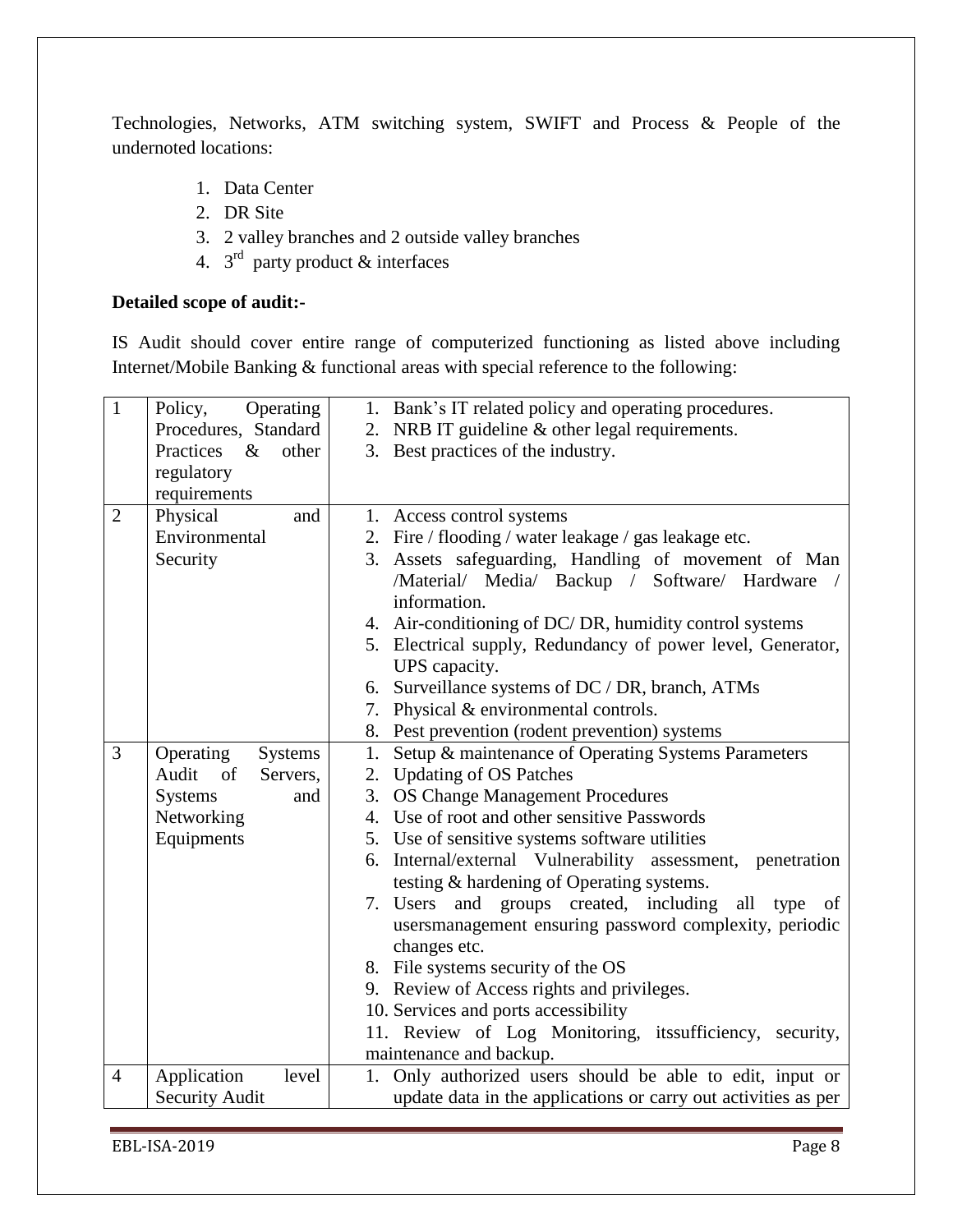Technologies, Networks, ATM switching system, SWIFT and Process & People of the undernoted locations:

1. Data Center
2. DR Site
3. 2 valley branches and 2 outside valley branches
4. 3rd party product & interfaces

**Detailed scope of audit:-**

IS Audit should cover entire range of computerized functioning as listed above including Internet/Mobile Banking & functional areas with special reference to the following:

| | | |
|---|---|---|
| 1 | Policy, Operating Procedures, Standard Practices & other regulatory requirements | 1. Bank's IT related policy and operating procedures.<br>2. NRB IT guideline & other legal requirements.<br>3. Best practices of the industry. |
| 2 | Physical and Environmental Security | 1. Access control systems<br>2. Fire / flooding / water leakage / gas leakage etc.<br>3. Assets safeguarding, Handling of movement of Man /Material/ Media/ Backup / Software/ Hardware / information.<br>4. Air-conditioning of DC/ DR, humidity control systems<br>5. Electrical supply, Redundancy of power level, Generator, UPS capacity.<br>6. Surveillance systems of DC / DR, branch, ATMs<br>7. Physical & environmental controls.<br>8. Pest prevention (rodent prevention) systems |
| 3 | Operating Systems Audit of Servers, Systems and Networking Equipments | 1. Setup & maintenance of Operating Systems Parameters<br>2. Updating of OS Patches<br>3. OS Change Management Procedures<br>4. Use of root and other sensitive Passwords<br>5. Use of sensitive systems software utilities<br>6. Internal/external Vulnerability assessment, penetration testing & hardening of Operating systems.<br>7. Users and groups created, including all type of usersmanagement ensuring password complexity, periodic changes etc.<br>8. File systems security of the OS<br>9. Review of Access rights and privileges.<br>10. Services and ports accessibility<br>11. Review of Log Monitoring, itssufficiency, security, maintenance and backup. |
| 4 | Application level Security Audit | 1. Only authorized users should be able to edit, input or update data in the applications or carry out activities as per |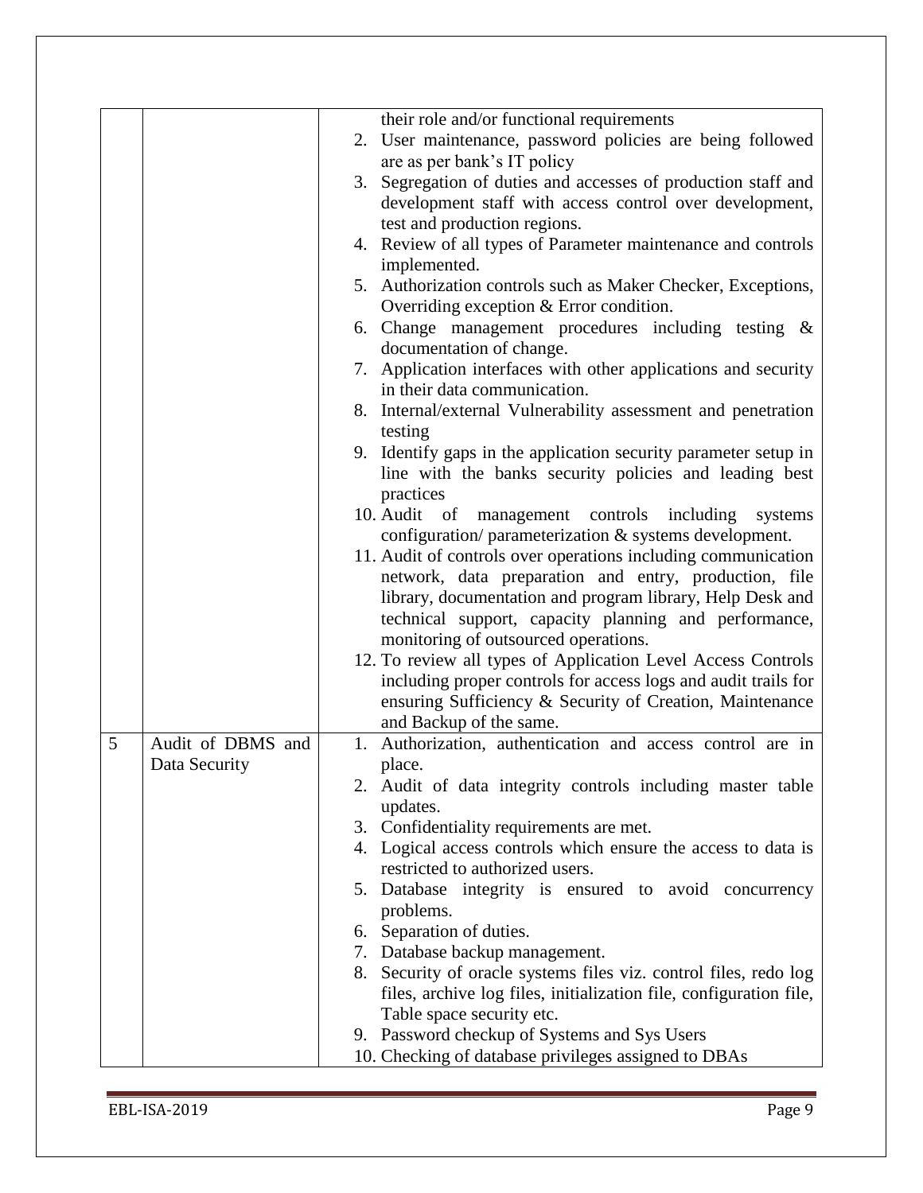| | | |
|---|---|---|
| | | their role and/or functional requirements<br>2. User maintenance, password policies are being followed are as per bank's IT policy<br>3. Segregation of duties and accesses of production staff and development staff with access control over development, test and production regions.<br>4. Review of all types of Parameter maintenance and controls implemented.<br>5. Authorization controls such as Maker Checker, Exceptions, Overriding exception & Error condition.<br>6. Change management procedures including testing & documentation of change.<br>7. Application interfaces with other applications and security in their data communication.<br>8. Internal/external Vulnerability assessment and penetration testing<br>9. Identify gaps in the application security parameter setup in line with the banks security policies and leading best practices<br>10. Audit of management controls including systems configuration/ parameterization & systems development.<br>11. Audit of controls over operations including communication network, data preparation and entry, production, file library, documentation and program library, Help Desk and technical support, capacity planning and performance, monitoring of outsourced operations.<br>12. To review all types of Application Level Access Controls including proper controls for access logs and audit trails for ensuring Sufficiency & Security of Creation, Maintenance and Backup of the same. |
| 5 | Audit of DBMS and Data Security | 1. Authorization, authentication and access control are in place.<br>2. Audit of data integrity controls including master table updates.<br>3. Confidentiality requirements are met.<br>4. Logical access controls which ensure the access to data is restricted to authorized users.<br>5. Database integrity is ensured to avoid concurrency problems.<br>6. Separation of duties.<br>7. Database backup management.<br>8. Security of oracle systems files viz. control files, redo log files, archive log files, initialization file, configuration file, Table space security etc.<br>9. Password checkup of Systems and Sys Users<br>10. Checking of database privileges assigned to DBAs |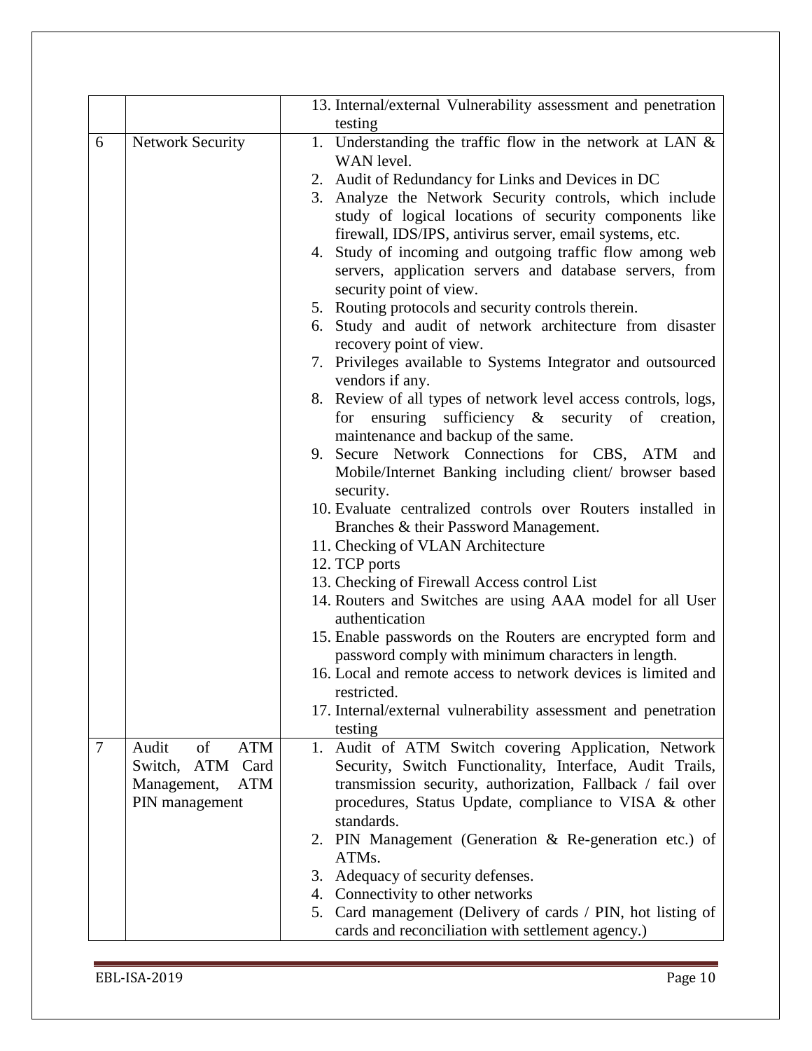| | | |
|---|---|---|
| | | 13. Internal/external Vulnerability assessment and penetration testing |
| 6 | Network Security | 1. Understanding the traffic flow in the network at LAN & WAN level.<br>2. Audit of Redundancy for Links and Devices in DC<br>3. Analyze the Network Security controls, which include study of logical locations of security components like firewall, IDS/IPS, antivirus server, email systems, etc.<br>4. Study of incoming and outgoing traffic flow among web servers, application servers and database servers, from security point of view.<br>5. Routing protocols and security controls therein.<br>6. Study and audit of network architecture from disaster recovery point of view.<br>7. Privileges available to Systems Integrator and outsourced vendors if any.<br>8. Review of all types of network level access controls, logs, for ensuring sufficiency & security of creation, maintenance and backup of the same.<br>9. Secure Network Connections for CBS, ATM and Mobile/Internet Banking including client/ browser based security.<br>10. Evaluate centralized controls over Routers installed in Branches & their Password Management.<br>11. Checking of VLAN Architecture<br>12. TCP ports<br>13. Checking of Firewall Access control List<br>14. Routers and Switches are using AAA model for all User authentication<br>15. Enable passwords on the Routers are encrypted form and password comply with minimum characters in length.<br>16. Local and remote access to network devices is limited and restricted.<br>17. Internal/external vulnerability assessment and penetration testing |
| 7 | Audit of ATM Switch, ATM Card Management, ATM PIN management | 1. Audit of ATM Switch covering Application, Network Security, Switch Functionality, Interface, Audit Trails, transmission security, authorization, Fallback / fail over procedures, Status Update, compliance to VISA & other standards.<br>2. PIN Management (Generation & Re-generation etc.) of ATMs.<br>3. Adequacy of security defenses.<br>4. Connectivity to other networks<br>5. Card management (Delivery of cards / PIN, hot listing of cards and reconciliation with settlement agency.) |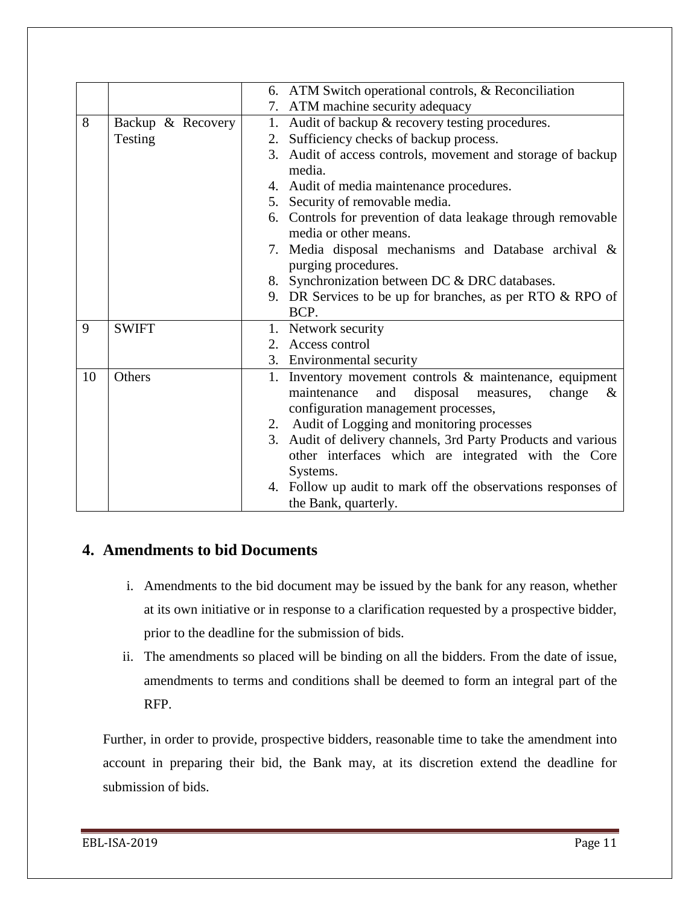|  |  |  |
|---|---|---|
|  |  | 6. ATM Switch operational controls, & Reconciliation<br>7. ATM machine security adequacy |
| 8 | Backup & Recovery Testing | 1. Audit of backup & recovery testing procedures.<br>2. Sufficiency checks of backup process.<br>3. Audit of access controls, movement and storage of backup media.<br>4. Audit of media maintenance procedures.<br>5. Security of removable media.<br>6. Controls for prevention of data leakage through removable media or other means.<br>7. Media disposal mechanisms and Database archival & purging procedures.<br>8. Synchronization between DC & DRC databases.<br>9. DR Services to be up for branches, as per RTO & RPO of BCP. |
| 9 | SWIFT | 1. Network security<br>2. Access control<br>3. Environmental security |
| 10 | Others | 1. Inventory movement controls & maintenance, equipment maintenance and disposal measures, change & configuration management processes,<br>2. Audit of Logging and monitoring processes<br>3. Audit of delivery channels, 3rd Party Products and various other interfaces which are integrated with the Core Systems.<br>4. Follow up audit to mark off the observations responses of the Bank, quarterly. |

## 4. Amendments to bid Documents

i. Amendments to the bid document may be issued by the bank for any reason, whether at its own initiative or in response to a clarification requested by a prospective bidder, prior to the deadline for the submission of bids.

ii. The amendments so placed will be binding on all the bidders. From the date of issue, amendments to terms and conditions shall be deemed to form an integral part of the RFP.

Further, in order to provide, prospective bidders, reasonable time to take the amendment into account in preparing their bid, the Bank may, at its discretion extend the deadline for submission of bids.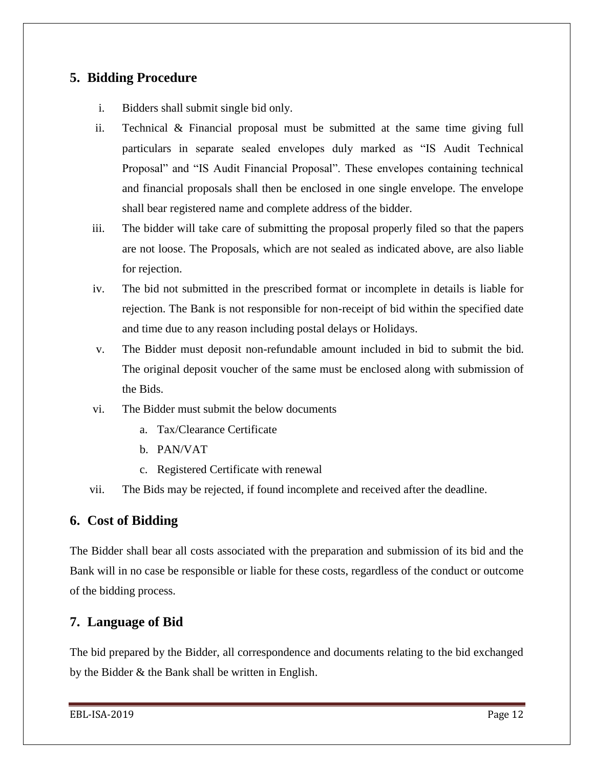## 5. Bidding Procedure

i. Bidders shall submit single bid only.

ii. Technical & Financial proposal must be submitted at the same time giving full particulars in separate sealed envelopes duly marked as "IS Audit Technical Proposal" and "IS Audit Financial Proposal". These envelopes containing technical and financial proposals shall then be enclosed in one single envelope. The envelope shall bear registered name and complete address of the bidder.

iii. The bidder will take care of submitting the proposal properly filed so that the papers are not loose. The Proposals, which are not sealed as indicated above, are also liable for rejection.

iv. The bid not submitted in the prescribed format or incomplete in details is liable for rejection. The Bank is not responsible for non-receipt of bid within the specified date and time due to any reason including postal delays or Holidays.

v. The Bidder must deposit non-refundable amount included in bid to submit the bid. The original deposit voucher of the same must be enclosed along with submission of the Bids.

vi. The Bidder must submit the below documents

  a. Tax/Clearance Certificate

  b. PAN/VAT

  c. Registered Certificate with renewal

vii. The Bids may be rejected, if found incomplete and received after the deadline.

## 6. Cost of Bidding

The Bidder shall bear all costs associated with the preparation and submission of its bid and the Bank will in no case be responsible or liable for these costs, regardless of the conduct or outcome of the bidding process.

## 7. Language of Bid

The bid prepared by the Bidder, all correspondence and documents relating to the bid exchanged by the Bidder & the Bank shall be written in English.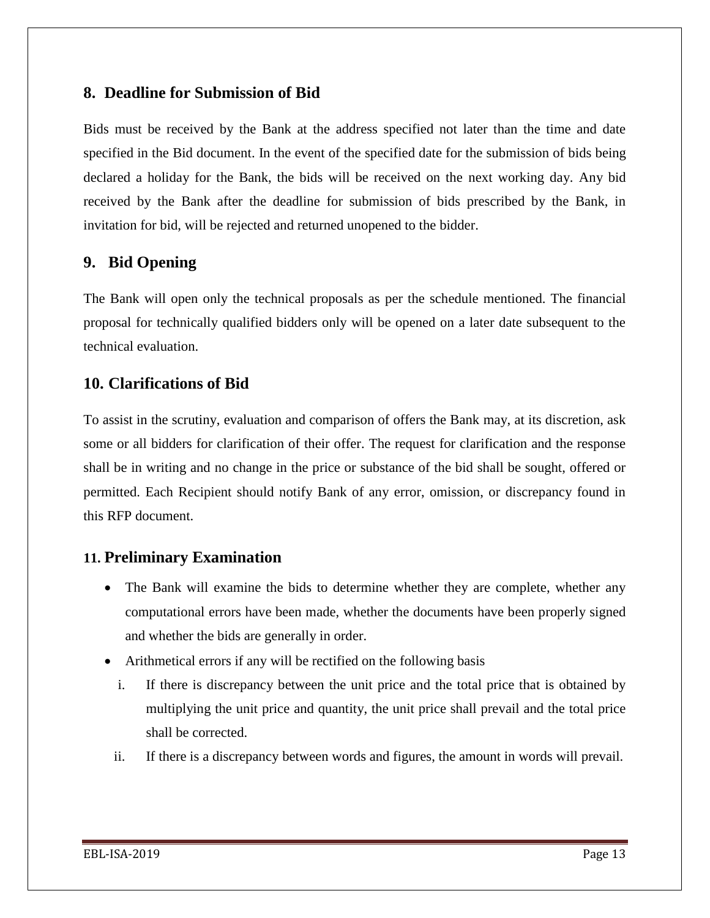## 8. Deadline for Submission of Bid

Bids must be received by the Bank at the address specified not later than the time and date specified in the Bid document. In the event of the specified date for the submission of bids being declared a holiday for the Bank, the bids will be received on the next working day. Any bid received by the Bank after the deadline for submission of bids prescribed by the Bank, in invitation for bid, will be rejected and returned unopened to the bidder.

## 9. Bid Opening

The Bank will open only the technical proposals as per the schedule mentioned. The financial proposal for technically qualified bidders only will be opened on a later date subsequent to the technical evaluation.

## 10. Clarifications of Bid

To assist in the scrutiny, evaluation and comparison of offers the Bank may, at its discretion, ask some or all bidders for clarification of their offer. The request for clarification and the response shall be in writing and no change in the price or substance of the bid shall be sought, offered or permitted. Each Recipient should notify Bank of any error, omission, or discrepancy found in this RFP document.

## 11. Preliminary Examination

- The Bank will examine the bids to determine whether they are complete, whether any computational errors have been made, whether the documents have been properly signed and whether the bids are generally in order.
- Arithmetical errors if any will be rectified on the following basis
  1. If there is discrepancy between the unit price and the total price that is obtained by multiplying the unit price and quantity, the unit price shall prevail and the total price shall be corrected.
  2. If there is a discrepancy between words and figures, the amount in words will prevail.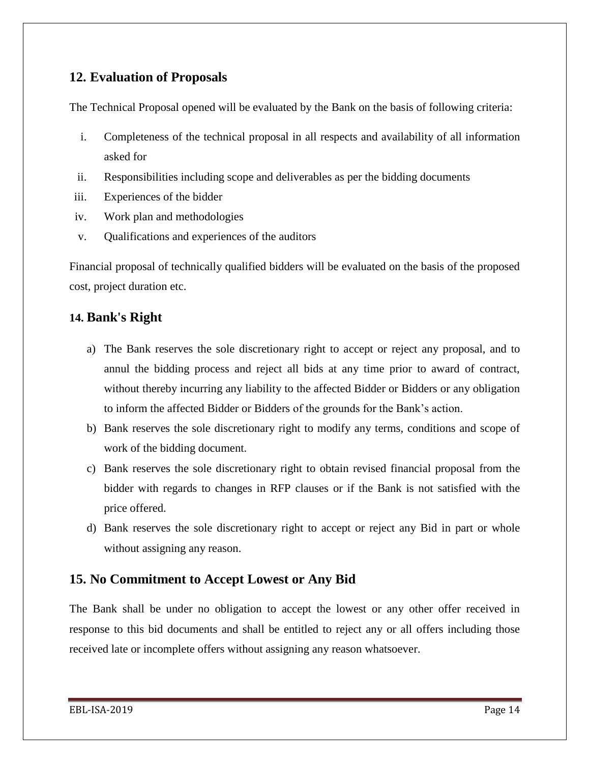## 12. Evaluation of Proposals

The Technical Proposal opened will be evaluated by the Bank on the basis of following criteria:

i. Completeness of the technical proposal in all respects and availability of all information asked for
ii. Responsibilities including scope and deliverables as per the bidding documents
iii. Experiences of the bidder
iv. Work plan and methodologies
v. Qualifications and experiences of the auditors

Financial proposal of technically qualified bidders will be evaluated on the basis of the proposed cost, project duration etc.

## 14. Bank's Right

a) The Bank reserves the sole discretionary right to accept or reject any proposal, and to annul the bidding process and reject all bids at any time prior to award of contract, without thereby incurring any liability to the affected Bidder or Bidders or any obligation to inform the affected Bidder or Bidders of the grounds for the Bank's action.
b) Bank reserves the sole discretionary right to modify any terms, conditions and scope of work of the bidding document.
c) Bank reserves the sole discretionary right to obtain revised financial proposal from the bidder with regards to changes in RFP clauses or if the Bank is not satisfied with the price offered.
d) Bank reserves the sole discretionary right to accept or reject any Bid in part or whole without assigning any reason.

## 15. No Commitment to Accept Lowest or Any Bid

The Bank shall be under no obligation to accept the lowest or any other offer received in response to this bid documents and shall be entitled to reject any or all offers including those received late or incomplete offers without assigning any reason whatsoever.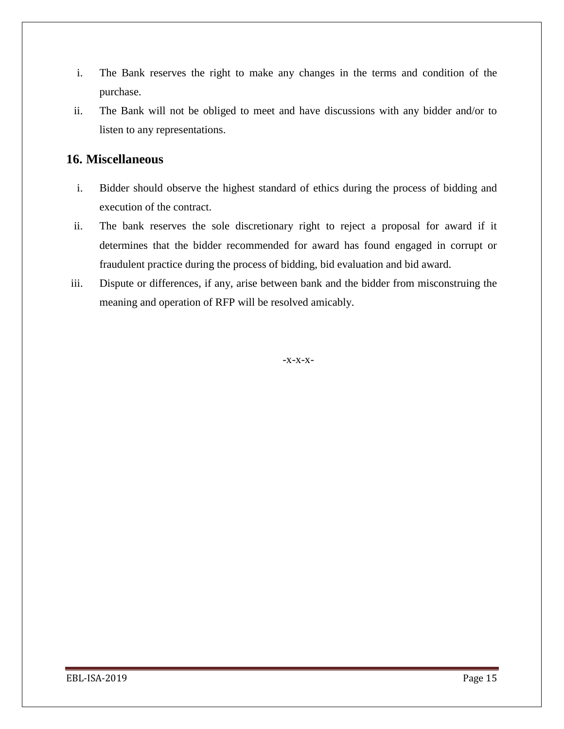i. The Bank reserves the right to make any changes in the terms and condition of the purchase.
ii. The Bank will not be obliged to meet and have discussions with any bidder and/or to listen to any representations.

## 16. Miscellaneous

i. Bidder should observe the highest standard of ethics during the process of bidding and execution of the contract.
ii. The bank reserves the sole discretionary right to reject a proposal for award if it determines that the bidder recommended for award has found engaged in corrupt or fraudulent practice during the process of bidding, bid evaluation and bid award.
iii. Dispute or differences, if any, arise between bank and the bidder from misconstruing the meaning and operation of RFP will be resolved amicably.

-x-x-x-